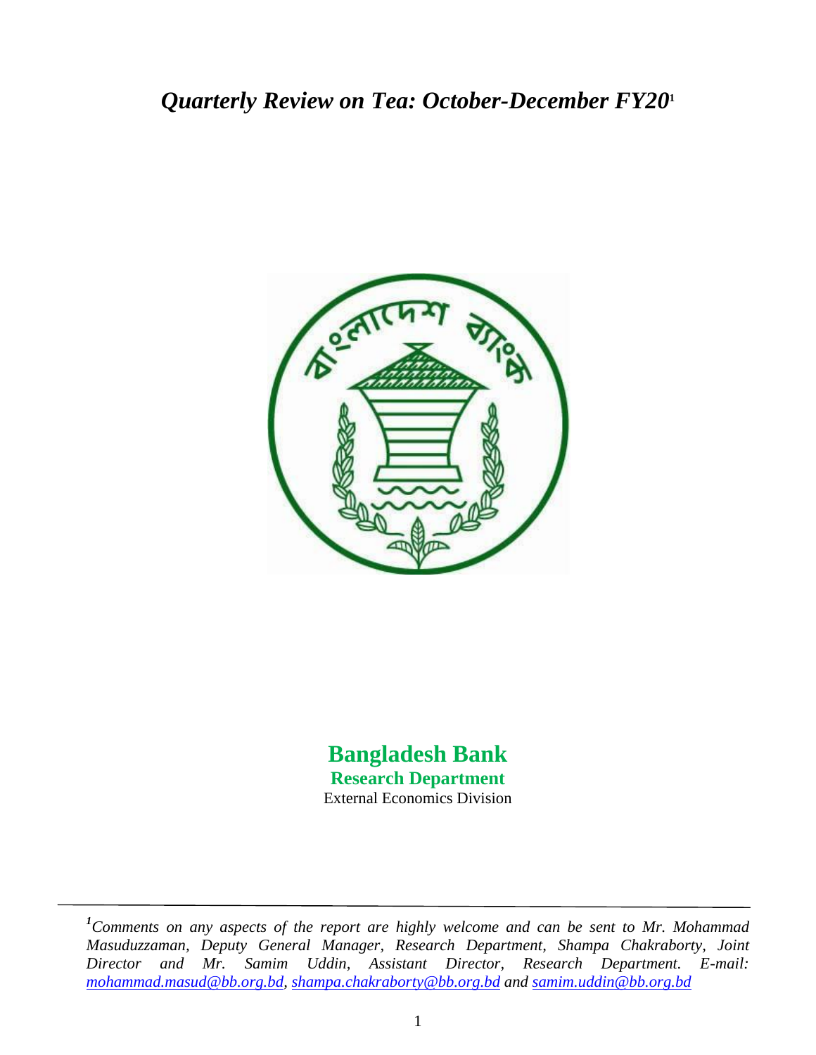# *Quarterly Review on Tea: October-December FY20*[1]

**Bangladesh Bank**

**Research Department**

External Economics Division

---

[1]*Comments on any aspects of the report are highly welcome and can be sent to Mr. Mohammad Masuduzzaman, Deputy General Manager, Research Department, Shampa Chakraborty, Joint Director and Mr. Samim Uddin, Assistant Director, Research Department. E-mail: mohammad.masud@bb.org.bd, shampa.chakraborty@bb.org.bd and samim.uddin@bb.org.bd*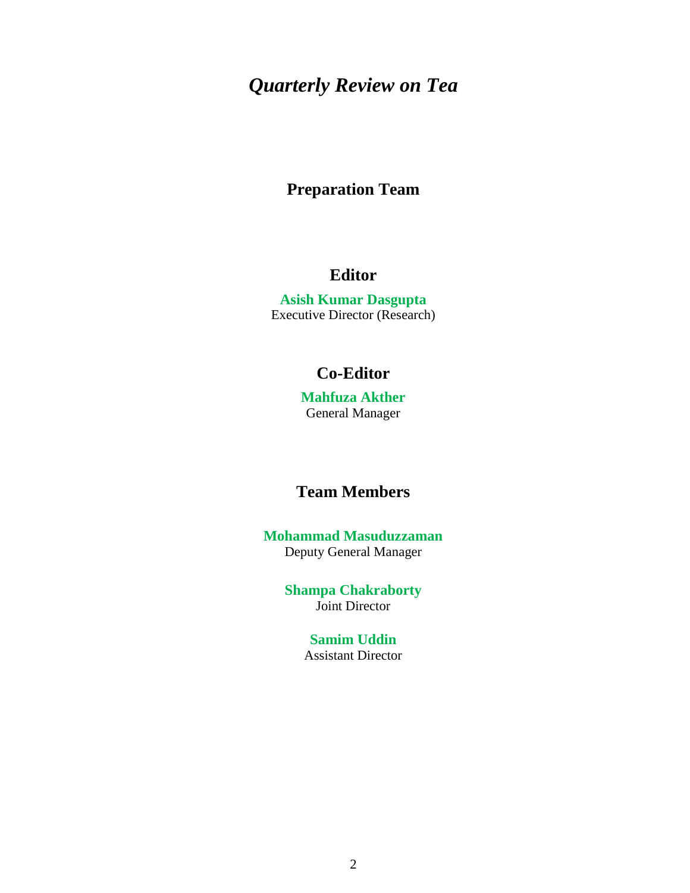# *Quarterly Review on Tea*

## Preparation Team

### Editor

**Asish Kumar Dasgupta**
Executive Director (Research)

### Co-Editor

**Mahfuza Akther**
General Manager

### Team Members

**Mohammad Masuduzzaman**
Deputy General Manager

**Shampa Chakraborty**
Joint Director

**Samim Uddin**
Assistant Director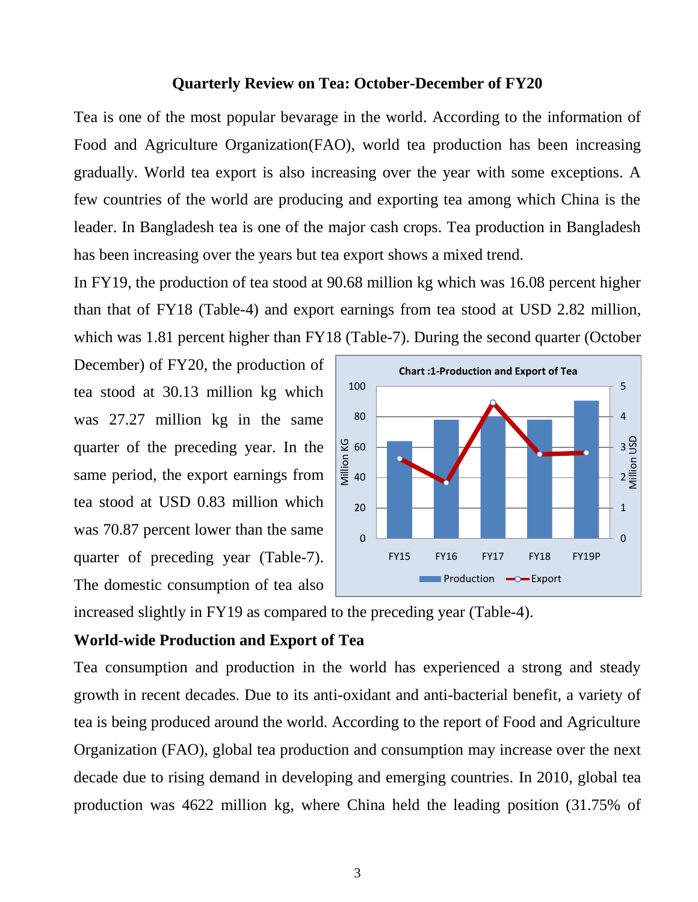### Quarterly Review on Tea: October-December of FY20

Tea is one of the most popular bevarage in the world. According to the information of Food and Agriculture Organization(FAO), world tea production has been increasing gradually. World tea export is also increasing over the year with some exceptions. A few countries of the world are producing and exporting tea among which China is the leader. In Bangladesh tea is one of the major cash crops. Tea production in Bangladesh has been increasing over the years but tea export shows a mixed trend.

In FY19, the production of tea stood at 90.68 million kg which was 16.08 percent higher than that of FY18 (Table-4) and export earnings from tea stood at USD 2.82 million, which was 1.81 percent higher than FY18 (Table-7). During the second quarter (October December) of FY20, the production of tea stood at 30.13 million kg which was 27.27 million kg in the same quarter of the preceding year. In the same period, the export earnings from tea stood at USD 0.83 million which was 70.87 percent lower than the same quarter of preceding year (Table-7). The domestic consumption of tea also increased slightly in FY19 as compared to the preceding year (Table-4).

**Chart :1-Production and Export of Tea**

**World-wide Production and Export of Tea**

Tea consumption and production in the world has experienced a strong and steady growth in recent decades. Due to its anti-oxidant and anti-bacterial benefit, a variety of tea is being produced around the world. According to the report of Food and Agriculture Organization (FAO), global tea production and consumption may increase over the next decade due to rising demand in developing and emerging countries. In 2010, global tea production was 4622 million kg, where China held the leading position (31.75% of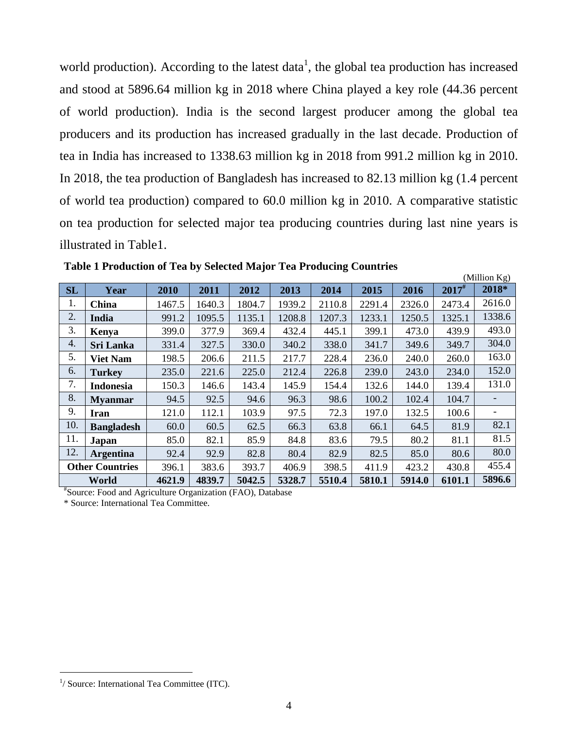world production). According to the latest data[1], the global tea production has increased and stood at 5896.64 million kg in 2018 where China played a key role (44.36 percent of world production). India is the second largest producer among the global tea producers and its production has increased gradually in the last decade. Production of tea in India has increased to 1338.63 million kg in 2018 from 991.2 million kg in 2010. In 2018, the tea production of Bangladesh has increased to 82.13 million kg (1.4 percent of world tea production) compared to 60.0 million kg in 2010. A comparative statistic on tea production for selected major tea producing countries during last nine years is illustrated in Table1.

**Table 1 Production of Tea by Selected Major Tea Producing Countries**

(Million Kg)

| SL | Year | 2010 | 2011 | 2012 | 2013 | 2014 | 2015 | 2016 | 2017# | 2018* |
|---|---|---|---|---|---|---|---|---|---|---|
| 1. | **China** | 1467.5 | 1640.3 | 1804.7 | 1939.2 | 2110.8 | 2291.4 | 2326.0 | 2473.4 | 2616.0 |
| 2. | **India** | 991.2 | 1095.5 | 1135.1 | 1208.8 | 1207.3 | 1233.1 | 1250.5 | 1325.1 | 1338.6 |
| 3. | **Kenya** | 399.0 | 377.9 | 369.4 | 432.4 | 445.1 | 399.1 | 473.0 | 439.9 | 493.0 |
| 4. | **Sri Lanka** | 331.4 | 327.5 | 330.0 | 340.2 | 338.0 | 341.7 | 349.6 | 349.7 | 304.0 |
| 5. | **Viet Nam** | 198.5 | 206.6 | 211.5 | 217.7 | 228.4 | 236.0 | 240.0 | 260.0 | 163.0 |
| 6. | **Turkey** | 235.0 | 221.6 | 225.0 | 212.4 | 226.8 | 239.0 | 243.0 | 234.0 | 152.0 |
| 7. | **Indonesia** | 150.3 | 146.6 | 143.4 | 145.9 | 154.4 | 132.6 | 144.0 | 139.4 | 131.0 |
| 8. | **Myanmar** | 94.5 | 92.5 | 94.6 | 96.3 | 98.6 | 100.2 | 102.4 | 104.7 | - |
| 9. | **Iran** | 121.0 | 112.1 | 103.9 | 97.5 | 72.3 | 197.0 | 132.5 | 100.6 | - |
| 10. | **Bangladesh** | 60.0 | 60.5 | 62.5 | 66.3 | 63.8 | 66.1 | 64.5 | 81.9 | 82.1 |
| 11. | **Japan** | 85.0 | 82.1 | 85.9 | 84.8 | 83.6 | 79.5 | 80.2 | 81.1 | 81.5 |
| 12. | **Argentina** | 92.4 | 92.9 | 82.8 | 80.4 | 82.9 | 82.5 | 85.0 | 80.6 | 80.0 |
| **Other Countries** | | 396.1 | 383.6 | 393.7 | 406.9 | 398.5 | 411.9 | 423.2 | 430.8 | 455.4 |
| **World** | | **4621.9** | **4839.7** | **5042.5** | **5328.7** | **5510.4** | **5810.1** | **5914.0** | **6101.1** | **5896.6** |

#Source: Food and Agriculture Organization (FAO), Database

\* Source: International Tea Committee.

[1]/ Source: International Tea Committee (ITC).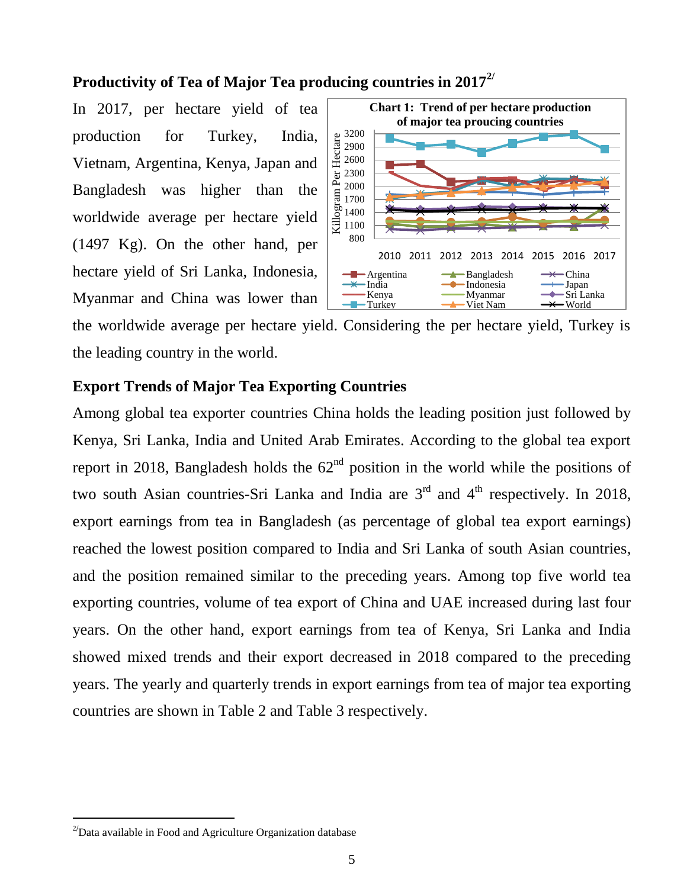### Productivity of Tea of Major Tea producing countries in 2017[2/]

In 2017, per hectare yield of tea production for Turkey, India, Vietnam, Argentina, Kenya, Japan and Bangladesh was higher than the worldwide average per hectare yield (1497 Kg). On the other hand, per hectare yield of Sri Lanka, Indonesia, Myanmar and China was lower than the worldwide average per hectare yield. Considering the per hectare yield, Turkey is the leading country in the world.

**Chart 1: Trend of per hectare production of major tea proucing countries**

### Export Trends of Major Tea Exporting Countries

Among global tea exporter countries China holds the leading position just followed by Kenya, Sri Lanka, India and United Arab Emirates. According to the global tea export report in 2018, Bangladesh holds the 62nd position in the world while the positions of two south Asian countries-Sri Lanka and India are 3rd and 4th respectively. In 2018, export earnings from tea in Bangladesh (as percentage of global tea export earnings) reached the lowest position compared to India and Sri Lanka of south Asian countries, and the position remained similar to the preceding years. Among top five world tea exporting countries, volume of tea export of China and UAE increased during last four years. On the other hand, export earnings from tea of Kenya, Sri Lanka and India showed mixed trends and their export decreased in 2018 compared to the preceding years. The yearly and quarterly trends in export earnings from tea of major tea exporting countries are shown in Table 2 and Table 3 respectively.

---

[2/] Data available in Food and Agriculture Organization database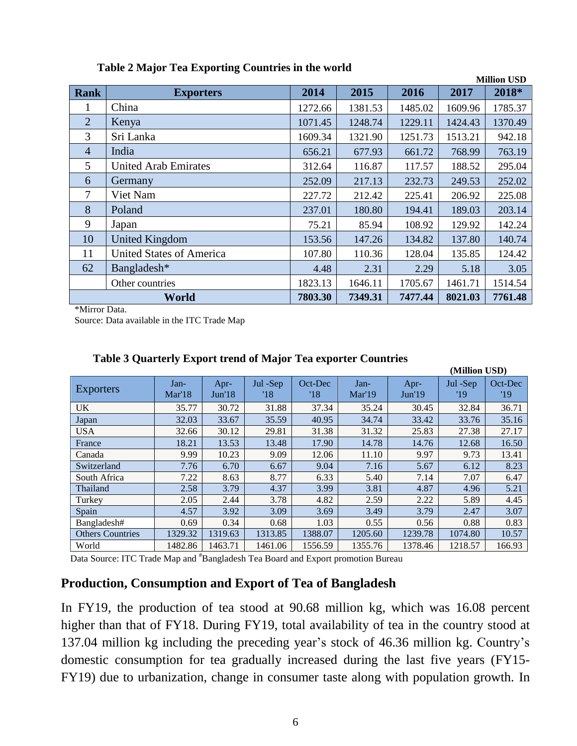**Table 2 Major Tea Exporting Countries in the world**

**Million USD**

| Rank | Exporters | 2014 | 2015 | 2016 | 2017 | 2018* |
|---|---|---|---|---|---|---|
| 1 | China | 1272.66 | 1381.53 | 1485.02 | 1609.96 | 1785.37 |
| 2 | Kenya | 1071.45 | 1248.74 | 1229.11 | 1424.43 | 1370.49 |
| 3 | Sri Lanka | 1609.34 | 1321.90 | 1251.73 | 1513.21 | 942.18 |
| 4 | India | 656.21 | 677.93 | 661.72 | 768.99 | 763.19 |
| 5 | United Arab Emirates | 312.64 | 116.87 | 117.57 | 188.52 | 295.04 |
| 6 | Germany | 252.09 | 217.13 | 232.73 | 249.53 | 252.02 |
| 7 | Viet Nam | 227.72 | 212.42 | 225.41 | 206.92 | 225.08 |
| 8 | Poland | 237.01 | 180.80 | 194.41 | 189.03 | 203.14 |
| 9 | Japan | 75.21 | 85.94 | 108.92 | 129.92 | 142.24 |
| 10 | United Kingdom | 153.56 | 147.26 | 134.82 | 137.80 | 140.74 |
| 11 | United States of America | 107.80 | 110.36 | 128.04 | 135.85 | 124.42 |
| 62 | Bangladesh* | 4.48 | 2.31 | 2.29 | 5.18 | 3.05 |
| | Other countries | 1823.13 | 1646.11 | 1705.67 | 1461.71 | 1514.54 |
| **World** | | **7803.30** | **7349.31** | **7477.44** | **8021.03** | **7761.48** |

*Mirror Data.

Source: Data available in the ITC Trade Map

**Table 3 Quarterly Export trend of Major Tea exporter Countries**

**(Million USD)**

| Exporters | Jan-Mar'18 | Apr-Jun'18 | Jul -Sep '18 | Oct-Dec '18 | Jan-Mar'19 | Apr-Jun'19 | Jul -Sep '19 | Oct-Dec '19 |
|---|---|---|---|---|---|---|---|---|
| UK | 35.77 | 30.72 | 31.88 | 37.34 | 35.24 | 30.45 | 32.84 | 36.71 |
| Japan | 32.03 | 33.67 | 35.59 | 40.95 | 34.74 | 33.42 | 33.76 | 35.16 |
| USA | 32.66 | 30.12 | 29.81 | 31.38 | 31.32 | 25.83 | 27.38 | 27.17 |
| France | 18.21 | 13.53 | 13.48 | 17.90 | 14.78 | 14.76 | 12.68 | 16.50 |
| Canada | 9.99 | 10.23 | 9.09 | 12.06 | 11.10 | 9.97 | 9.73 | 13.41 |
| Switzerland | 7.76 | 6.70 | 6.67 | 9.04 | 7.16 | 5.67 | 6.12 | 8.23 |
| South Africa | 7.22 | 8.63 | 8.77 | 6.33 | 5.40 | 7.14 | 7.07 | 6.47 |
| Thailand | 2.58 | 3.79 | 4.37 | 3.99 | 3.81 | 4.87 | 4.96 | 5.21 |
| Turkey | 2.05 | 2.44 | 3.78 | 4.82 | 2.59 | 2.22 | 5.89 | 4.45 |
| Spain | 4.57 | 3.92 | 3.09 | 3.69 | 3.49 | 3.79 | 2.47 | 3.07 |
| Bangladesh# | 0.69 | 0.34 | 0.68 | 1.03 | 0.55 | 0.56 | 0.88 | 0.83 |
| Others Countries | 1329.32 | 1319.63 | 1313.85 | 1388.07 | 1205.60 | 1239.78 | 1074.80 | 10.57 |
| World | 1482.86 | 1463.71 | 1461.06 | 1556.59 | 1355.76 | 1378.46 | 1218.57 | 166.93 |

Data Source: ITC Trade Map and #Bangladesh Tea Board and Export promotion Bureau

## Production, Consumption and Export of Tea of Bangladesh

In FY19, the production of tea stood at 90.68 million kg, which was 16.08 percent higher than that of FY18. During FY19, total availability of tea in the country stood at 137.04 million kg including the preceding year's stock of 46.36 million kg. Country's domestic consumption for tea gradually increased during the last five years (FY15-FY19) due to urbanization, change in consumer taste along with population growth. In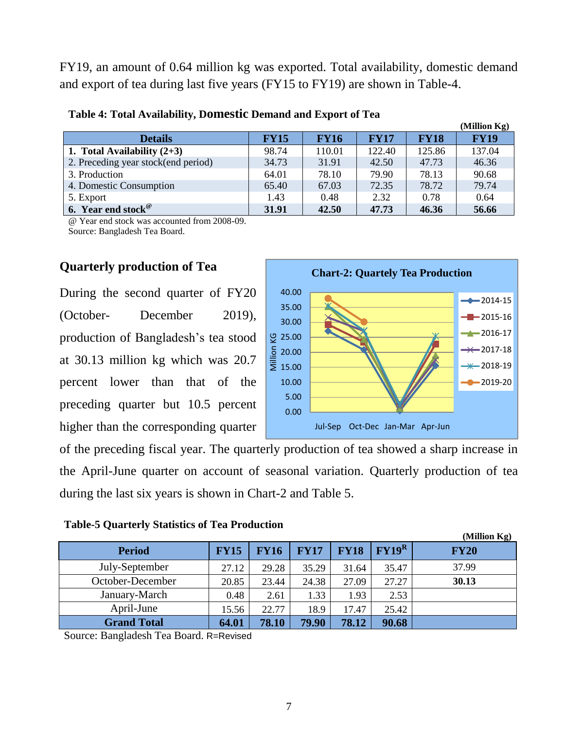FY19, an amount of 0.64 million kg was exported. Total availability, domestic demand and export of tea during last five years (FY15 to FY19) are shown in Table-4.

**Table 4: Total Availability, Domestic Demand and Export of Tea**

(Million Kg)

| Details | FY15 | FY16 | FY17 | FY18 | FY19 |
|---|---|---|---|---|---|
| **1. Total Availability (2+3)** | 98.74 | 110.01 | 122.40 | 125.86 | 137.04 |
| 2. Preceding year stock(end period) | 34.73 | 31.91 | 42.50 | 47.73 | 46.36 |
| 3. Production | 64.01 | 78.10 | 79.90 | 78.13 | 90.68 |
| 4. Domestic Consumption | 65.40 | 67.03 | 72.35 | 78.72 | 79.74 |
| 5. Export | 1.43 | 0.48 | 2.32 | 0.78 | 0.64 |
| **6. Year end stock@** | **31.91** | **42.50** | **47.73** | **46.36** | **56.66** |

@ Year end stock was accounted from 2008-09.
Source: Bangladesh Tea Board.

## Quarterly production of Tea

During the second quarter of FY20 (October- December 2019), production of Bangladesh's tea stood at 30.13 million kg which was 20.7 percent lower than that of the preceding quarter but 10.5 percent higher than the corresponding quarter of the preceding fiscal year. The quarterly production of tea showed a sharp increase in the April-June quarter on account of seasonal variation. Quarterly production of tea during the last six years is shown in Chart-2 and Table 5.

**Chart-2: Quartely Tea Production**

**Table-5 Quarterly Statistics of Tea Production**

(Million Kg)

| Period | FY15 | FY16 | FY17 | FY18 | FY19[R] | FY20 |
|---|---|---|---|---|---|---|
| July-September | 27.12 | 29.28 | 35.29 | 31.64 | 35.47 | 37.99 |
| October-December | 20.85 | 23.44 | 24.38 | 27.09 | 27.27 | **30.13** |
| January-March | 0.48 | 2.61 | 1.33 | 1.93 | 2.53 | |
| April-June | 15.56 | 22.77 | 18.9 | 17.47 | 25.42 | |
| **Grand Total** | **64.01** | **78.10** | **79.90** | **78.12** | **90.68** | |

Source: Bangladesh Tea Board. R=Revised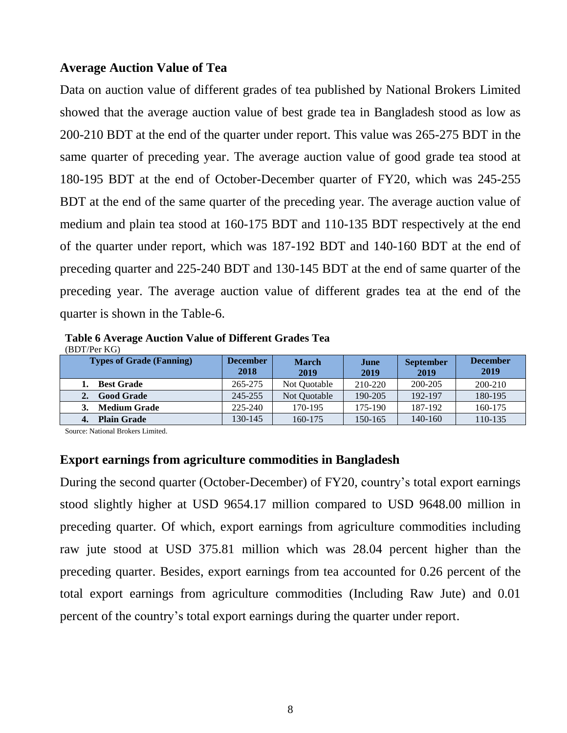## Average Auction Value of Tea

Data on auction value of different grades of tea published by National Brokers Limited showed that the average auction value of best grade tea in Bangladesh stood as low as 200-210 BDT at the end of the quarter under report. This value was 265-275 BDT in the same quarter of preceding year. The average auction value of good grade tea stood at 180-195 BDT at the end of October-December quarter of FY20, which was 245-255 BDT at the end of the same quarter of the preceding year. The average auction value of medium and plain tea stood at 160-175 BDT and 110-135 BDT respectively at the end of the quarter under report, which was 187-192 BDT and 140-160 BDT at the end of preceding quarter and 225-240 BDT and 130-145 BDT at the end of same quarter of the preceding year. The average auction value of different grades tea at the end of the quarter is shown in the Table-6.

**Table 6 Average Auction Value of Different Grades Tea**

(BDT/Per KG)

| Types of Grade (Fanning) | December 2018 | March 2019 | June 2019 | September 2019 | December 2019 |
|---|---|---|---|---|---|
| 1. **Best Grade** | 265-275 | Not Quotable | 210-220 | 200-205 | 200-210 |
| 2. **Good Grade** | 245-255 | Not Quotable | 190-205 | 192-197 | 180-195 |
| 3. **Medium Grade** | 225-240 | 170-195 | 175-190 | 187-192 | 160-175 |
| 4. **Plain Grade** | 130-145 | 160-175 | 150-165 | 140-160 | 110-135 |

Source: National Brokers Limited.

## Export earnings from agriculture commodities in Bangladesh

During the second quarter (October-December) of FY20, country's total export earnings stood slightly higher at USD 9654.17 million compared to USD 9648.00 million in preceding quarter. Of which, export earnings from agriculture commodities including raw jute stood at USD 375.81 million which was 28.04 percent higher than the preceding quarter. Besides, export earnings from tea accounted for 0.26 percent of the total export earnings from agriculture commodities (Including Raw Jute) and 0.01 percent of the country's total export earnings during the quarter under report.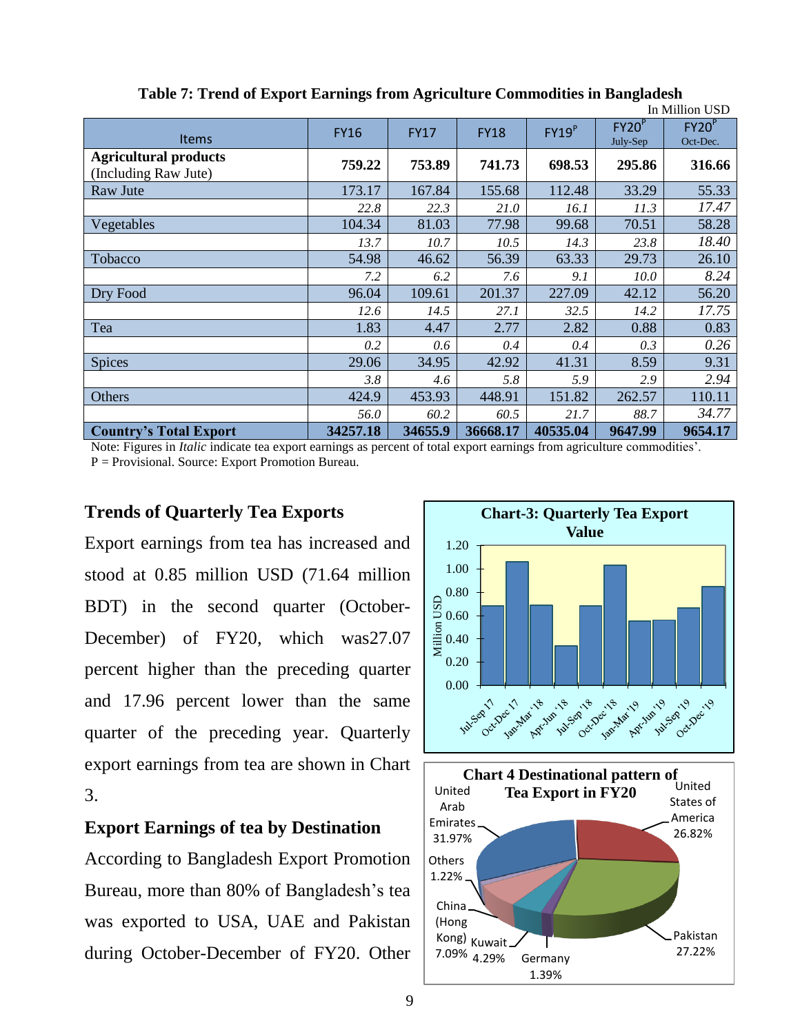**Table 7: Trend of Export Earnings from Agriculture Commodities in Bangladesh**

In Million USD

| Items | FY16 | FY17 | FY18 | FY19[P] | FY20[P] July-Sep | FY20[P] Oct-Dec. |
|---|---|---|---|---|---|---|
| **Agricultural products** (Including Raw Jute) | **759.22** | **753.89** | **741.73** | **698.53** | **295.86** | **316.66** |
| Raw Jute | 173.17 | 167.84 | 155.68 | 112.48 | 33.29 | 55.33 |
| | *22.8* | *22.3* | *21.0* | *16.1* | *11.3* | *17.47* |
| Vegetables | 104.34 | 81.03 | 77.98 | 99.68 | 70.51 | 58.28 |
| | *13.7* | *10.7* | *10.5* | *14.3* | *23.8* | *18.40* |
| Tobacco | 54.98 | 46.62 | 56.39 | 63.33 | 29.73 | 26.10 |
| | *7.2* | *6.2* | *7.6* | *9.1* | *10.0* | *8.24* |
| Dry Food | 96.04 | 109.61 | 201.37 | 227.09 | 42.12 | 56.20 |
| | *12.6* | *14.5* | *27.1* | *32.5* | *14.2* | *17.75* |
| Tea | 1.83 | 4.47 | 2.77 | 2.82 | 0.88 | 0.83 |
| | *0.2* | *0.6* | *0.4* | *0.4* | *0.3* | *0.26* |
| Spices | 29.06 | 34.95 | 42.92 | 41.31 | 8.59 | 9.31 |
| | *3.8* | *4.6* | *5.8* | *5.9* | *2.9* | *2.94* |
| Others | 424.9 | 453.93 | 448.91 | 151.82 | 262.57 | 110.11 |
| | *56.0* | *60.2* | *60.5* | *21.7* | *88.7* | *34.77* |
| **Country's Total Export** | **34257.18** | **34655.9** | **36668.17** | **40535.04** | **9647.99** | **9654.17** |

Note: Figures in *Italic* indicate tea export earnings as percent of total export earnings from agriculture commodities'.
P = Provisional. Source: Export Promotion Bureau.

## Trends of Quarterly Tea Exports

Export earnings from tea has increased and stood at 0.85 million USD (71.64 million BDT) in the second quarter (October-December) of FY20, which was27.07 percent higher than the preceding quarter and 17.96 percent lower than the same quarter of the preceding year. Quarterly export earnings from tea are shown in Chart 3.

**Chart-3: Quarterly Tea Export Value**

| Quarter | Million USD (approx.) |
|---|---|
| Jul-Sep 17 | 0.68 |
| Oct-Dec 17 | 1.06 |
| Jan-Mar '18 | 0.69 |
| Apr-Jun '18 | 0.34 |
| Jul-Sep '18 | 0.68 |
| Oct-Dec '18 | 1.03 |
| Jan-Mar '19 | 0.55 |
| Apr-Jun '19 | 0.56 |
| Jul-Sep '19 | 0.67 |
| Oct-Dec '19 | 0.85 |

## Export Earnings of tea by Destination

According to Bangladesh Export Promotion Bureau, more than 80% of Bangladesh's tea was exported to USA, UAE and Pakistan during October-December of FY20. Other

**Chart 4 Destinational pattern of Tea Export in FY20**

| Destination | Share |
|---|---|
| United Arab Emirates | 31.97% |
| United States of America | 26.82% |
| Pakistan | 27.22% |
| Germany | 1.39% |
| Kuwait | 4.29% |
| China (Hong Kong) | 7.09% |
| Others | 1.22% |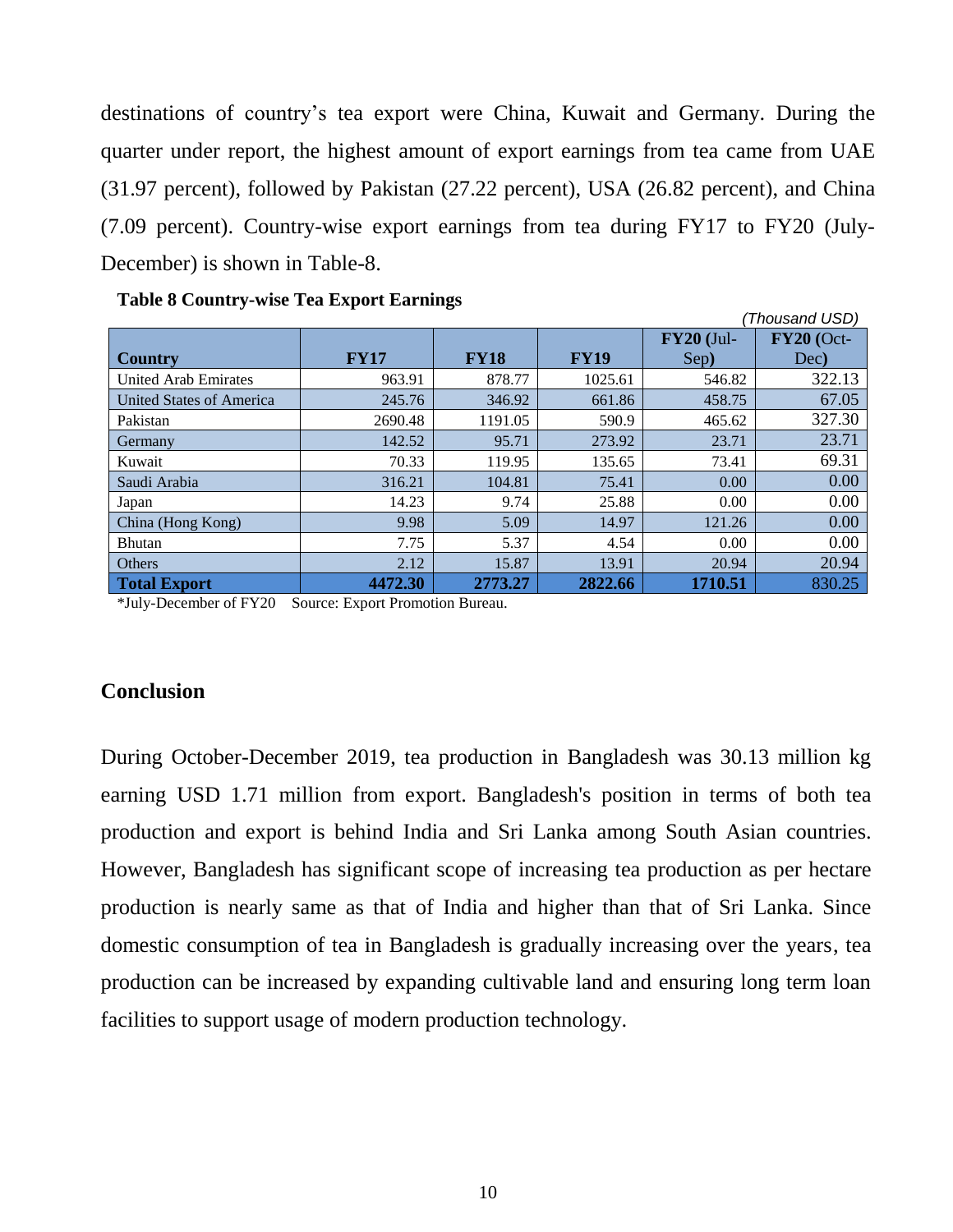destinations of country's tea export were China, Kuwait and Germany. During the quarter under report, the highest amount of export earnings from tea came from UAE (31.97 percent), followed by Pakistan (27.22 percent), USA (26.82 percent), and China (7.09 percent). Country-wise export earnings from tea during FY17 to FY20 (July-December) is shown in Table-8.

**Table 8 Country-wise Tea Export Earnings**

*(Thousand USD)*

| Country | FY17 | FY18 | FY19 | FY20 (Jul-Sep) | FY20 (Oct-Dec) |
|---|---|---|---|---|---|
| United Arab Emirates | 963.91 | 878.77 | 1025.61 | 546.82 | 322.13 |
| United States of America | 245.76 | 346.92 | 661.86 | 458.75 | 67.05 |
| Pakistan | 2690.48 | 1191.05 | 590.9 | 465.62 | 327.30 |
| Germany | 142.52 | 95.71 | 273.92 | 23.71 | 23.71 |
| Kuwait | 70.33 | 119.95 | 135.65 | 73.41 | 69.31 |
| Saudi Arabia | 316.21 | 104.81 | 75.41 | 0.00 | 0.00 |
| Japan | 14.23 | 9.74 | 25.88 | 0.00 | 0.00 |
| China (Hong Kong) | 9.98 | 5.09 | 14.97 | 121.26 | 0.00 |
| Bhutan | 7.75 | 5.37 | 4.54 | 0.00 | 0.00 |
| Others | 2.12 | 15.87 | 13.91 | 20.94 | 20.94 |
| **Total Export** | **4472.30** | **2773.27** | **2822.66** | **1710.51** | 830.25 |

*July-December of FY20 Source: Export Promotion Bureau.

## Conclusion

During October-December 2019, tea production in Bangladesh was 30.13 million kg earning USD 1.71 million from export. Bangladesh's position in terms of both tea production and export is behind India and Sri Lanka among South Asian countries. However, Bangladesh has significant scope of increasing tea production as per hectare production is nearly same as that of India and higher than that of Sri Lanka. Since domestic consumption of tea in Bangladesh is gradually increasing over the years, tea production can be increased by expanding cultivable land and ensuring long term loan facilities to support usage of modern production technology.